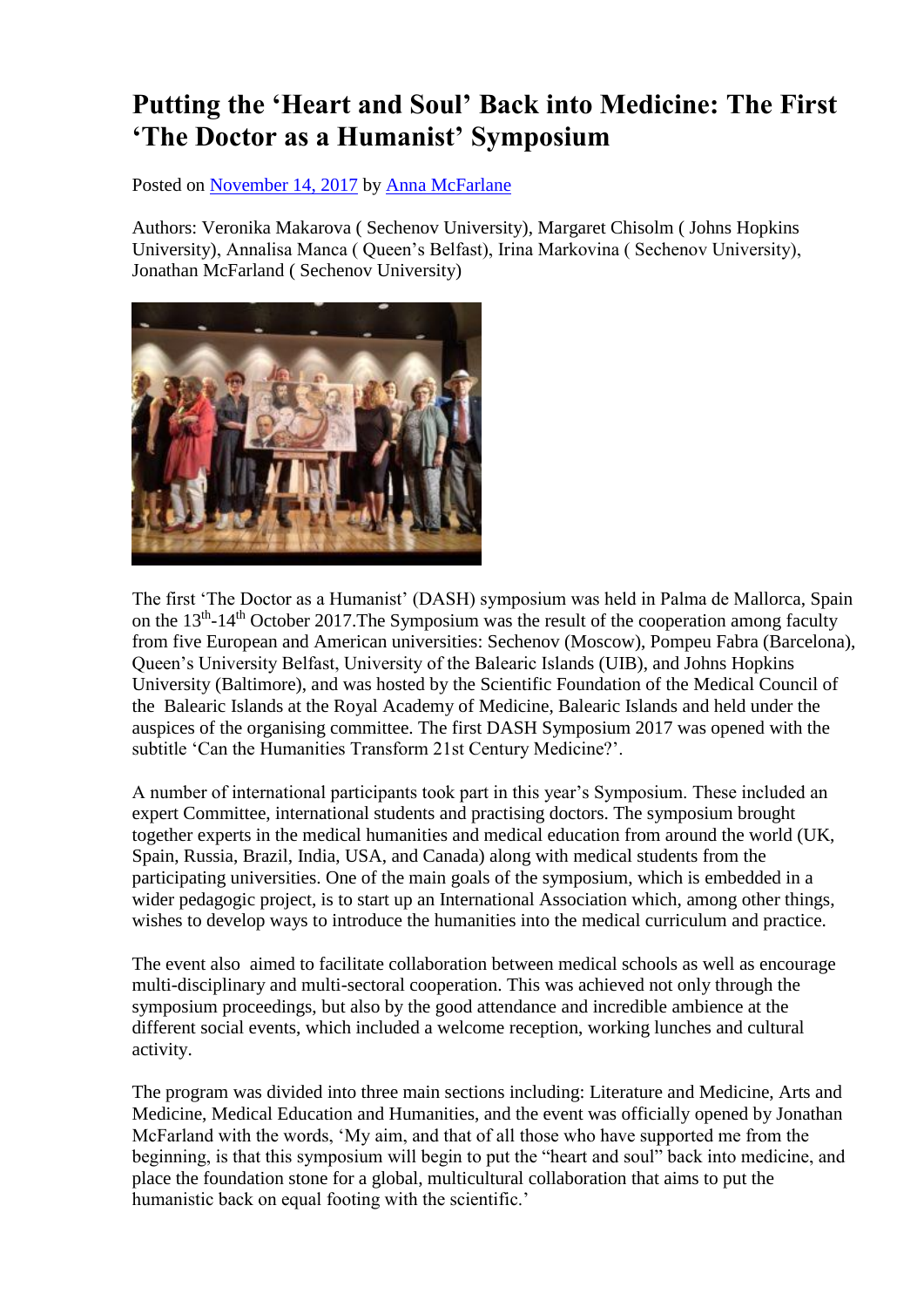# Putting the 'Heart and Soul' Back into Medicine: The First 'The Doctor as a Humanist' Symposium

Posted on November 14, 2017 by Anna McFarlane

Authors: Veronika Makarova ( Sechenov University), Margaret Chisolm ( Johns Hopkins University), Annalisa Manca ( Queen's Belfast), Irina Markovina ( Sechenov University), Jonathan McFarland ( Sechenov University)

The first 'The Doctor as a Humanist' (DASH) symposium was held in Palma de Mallorca, Spain on the 13th-14th October 2017.The Symposium was the result of the cooperation among faculty from five European and American universities: Sechenov (Moscow), Pompeu Fabra (Barcelona), Queen's University Belfast, University of the Balearic Islands (UIB), and Johns Hopkins University (Baltimore), and was hosted by the Scientific Foundation of the Medical Council of the Balearic Islands at the Royal Academy of Medicine, Balearic Islands and held under the auspices of the organising committee. The first DASH Symposium 2017 was opened with the subtitle 'Can the Humanities Transform 21st Century Medicine?'.

A number of international participants took part in this year's Symposium. These included an expert Committee, international students and practising doctors. The symposium brought together experts in the medical humanities and medical education from around the world (UK, Spain, Russia, Brazil, India, USA, and Canada) along with medical students from the participating universities. One of the main goals of the symposium, which is embedded in a wider pedagogic project, is to start up an International Association which, among other things, wishes to develop ways to introduce the humanities into the medical curriculum and practice.

The event also aimed to facilitate collaboration between medical schools as well as encourage multi-disciplinary and multi-sectoral cooperation. This was achieved not only through the symposium proceedings, but also by the good attendance and incredible ambience at the different social events, which included a welcome reception, working lunches and cultural activity.

The program was divided into three main sections including: Literature and Medicine, Arts and Medicine, Medical Education and Humanities, and the event was officially opened by Jonathan McFarland with the words, 'My aim, and that of all those who have supported me from the beginning, is that this symposium will begin to put the "heart and soul" back into medicine, and place the foundation stone for a global, multicultural collaboration that aims to put the humanistic back on equal footing with the scientific.'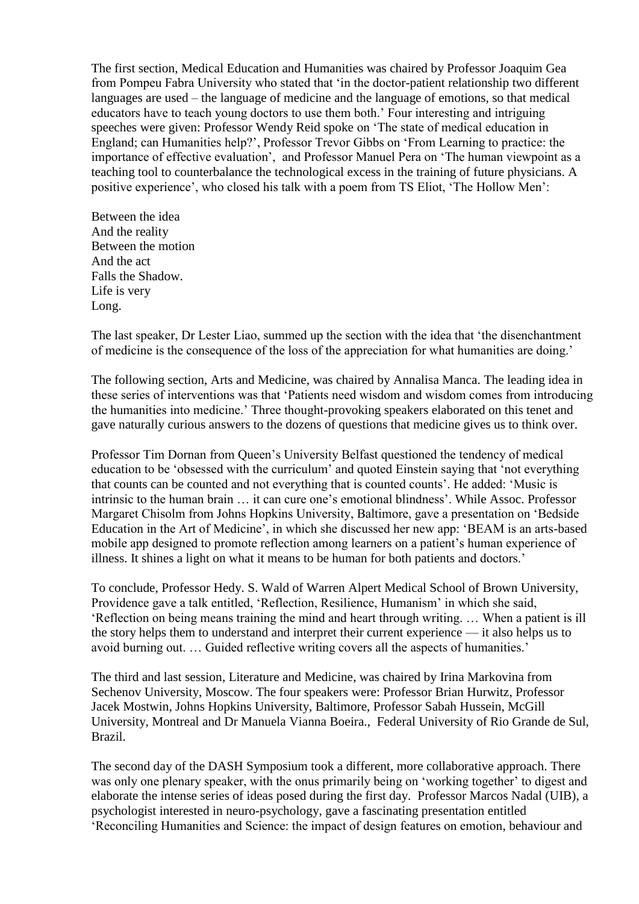The first section, Medical Education and Humanities was chaired by Professor Joaquim Gea from Pompeu Fabra University who stated that 'in the doctor-patient relationship two different languages are used – the language of medicine and the language of emotions, so that medical educators have to teach young doctors to use them both.' Four interesting and intriguing speeches were given: Professor Wendy Reid spoke on 'The state of medical education in England; can Humanities help?', Professor Trevor Gibbs on 'From Learning to practice: the importance of effective evaluation', and Professor Manuel Pera on 'The human viewpoint as a teaching tool to counterbalance the technological excess in the training of future physicians. A positive experience', who closed his talk with a poem from TS Eliot, 'The Hollow Men':

Between the idea  
And the reality  
Between the motion  
And the act  
Falls the Shadow.  
Life is very  
Long.

The last speaker, Dr Lester Liao, summed up the section with the idea that 'the disenchantment of medicine is the consequence of the loss of the appreciation for what humanities are doing.'

The following section, Arts and Medicine, was chaired by Annalisa Manca. The leading idea in these series of interventions was that 'Patients need wisdom and wisdom comes from introducing the humanities into medicine.' Three thought-provoking speakers elaborated on this tenet and gave naturally curious answers to the dozens of questions that medicine gives us to think over.

Professor Tim Dornan from Queen's University Belfast questioned the tendency of medical education to be 'obsessed with the curriculum' and quoted Einstein saying that 'not everything that counts can be counted and not everything that is counted counts'. He added: 'Music is intrinsic to the human brain … it can cure one's emotional blindness'. While Assoc. Professor Margaret Chisolm from Johns Hopkins University, Baltimore, gave a presentation on 'Bedside Education in the Art of Medicine', in which she discussed her new app: 'BEAM is an arts-based mobile app designed to promote reflection among learners on a patient's human experience of illness. It shines a light on what it means to be human for both patients and doctors.'

To conclude, Professor Hedy. S. Wald of Warren Alpert Medical School of Brown University, Providence gave a talk entitled, 'Reflection, Resilience, Humanism' in which she said, 'Reflection on being means training the mind and heart through writing. … When a patient is ill the story helps them to understand and interpret their current experience — it also helps us to avoid burning out. … Guided reflective writing covers all the aspects of humanities.'

The third and last session, Literature and Medicine, was chaired by Irina Markovina from Sechenov University, Moscow. The four speakers were: Professor Brian Hurwitz, Professor Jacek Mostwin, Johns Hopkins University, Baltimore, Professor Sabah Hussein, McGill University, Montreal and Dr Manuela Vianna Boeira., Federal University of Rio Grande de Sul, Brazil.

The second day of the DASH Symposium took a different, more collaborative approach. There was only one plenary speaker, with the onus primarily being on 'working together' to digest and elaborate the intense series of ideas posed during the first day. Professor Marcos Nadal (UIB), a psychologist interested in neuro-psychology, gave a fascinating presentation entitled 'Reconciling Humanities and Science: the impact of design features on emotion, behaviour and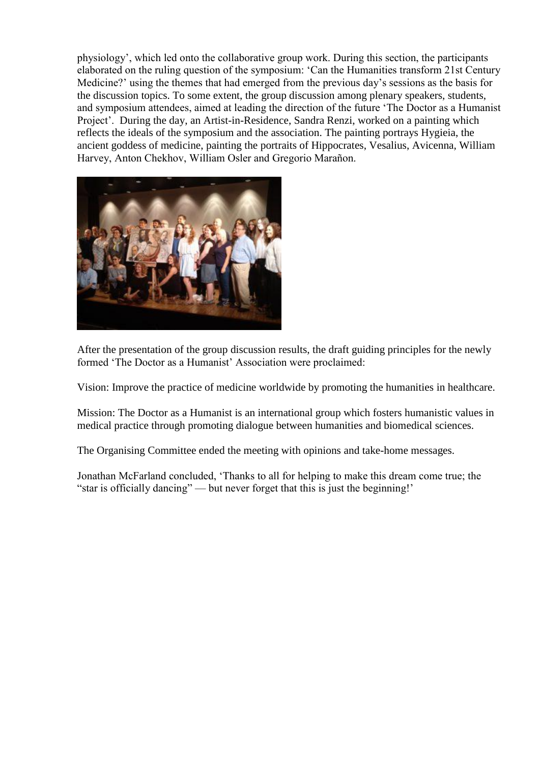physiology', which led onto the collaborative group work. During this section, the participants elaborated on the ruling question of the symposium: 'Can the Humanities transform 21st Century Medicine?' using the themes that had emerged from the previous day's sessions as the basis for the discussion topics. To some extent, the group discussion among plenary speakers, students, and symposium attendees, aimed at leading the direction of the future 'The Doctor as a Humanist Project'. During the day, an Artist-in-Residence, Sandra Renzi, worked on a painting which reflects the ideals of the symposium and the association. The painting portrays Hygieia, the ancient goddess of medicine, painting the portraits of Hippocrates, Vesalius, Avicenna, William Harvey, Anton Chekhov, William Osler and Gregorio Marañon.

After the presentation of the group discussion results, the draft guiding principles for the newly formed 'The Doctor as a Humanist' Association were proclaimed:

Vision: Improve the practice of medicine worldwide by promoting the humanities in healthcare.

Mission: The Doctor as a Humanist is an international group which fosters humanistic values in medical practice through promoting dialogue between humanities and biomedical sciences.

The Organising Committee ended the meeting with opinions and take-home messages.

Jonathan McFarland concluded, 'Thanks to all for helping to make this dream come true; the "star is officially dancing" — but never forget that this is just the beginning!'